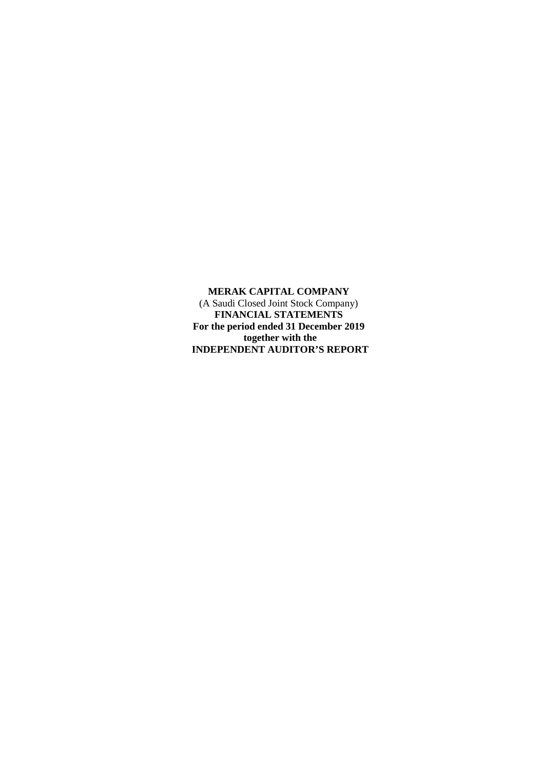**MERAK CAPITAL COMPANY**
(A Saudi Closed Joint Stock Company)
**FINANCIAL STATEMENTS**
**For the period ended 31 December 2019**
**together with the**
**INDEPENDENT AUDITOR'S REPORT**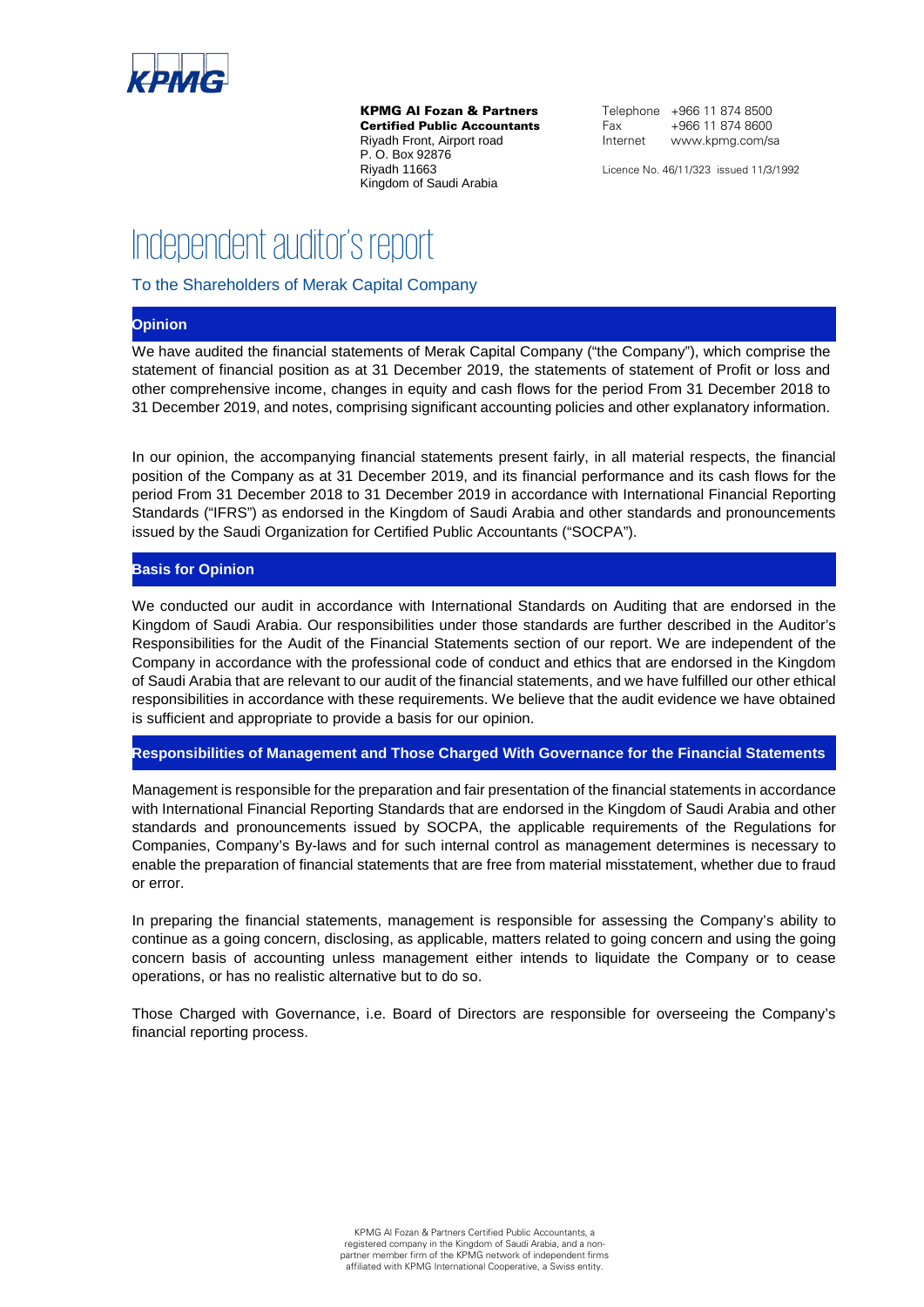**KPMG Al Fozan & Partners**
**Certified Public Accountants**
Riyadh Front, Airport road
P. O. Box 92876
Riyadh 11663
Kingdom of Saudi Arabia

Telephone +966 11 874 8500
Fax +966 11 874 8600
Internet www.kpmg.com/sa

Licence No. 46/11/323 issued 11/3/1992

# Independent auditor's report

To the Shareholders of Merak Capital Company

## Opinion

We have audited the financial statements of Merak Capital Company ("the Company"), which comprise the statement of financial position as at 31 December 2019, the statements of statement of Profit or loss and other comprehensive income, changes in equity and cash flows for the period From 31 December 2018 to 31 December 2019, and notes, comprising significant accounting policies and other explanatory information.

In our opinion, the accompanying financial statements present fairly, in all material respects, the financial position of the Company as at 31 December 2019, and its financial performance and its cash flows for the period From 31 December 2018 to 31 December 2019 in accordance with International Financial Reporting Standards ("IFRS") as endorsed in the Kingdom of Saudi Arabia and other standards and pronouncements issued by the Saudi Organization for Certified Public Accountants ("SOCPA").

## Basis for Opinion

We conducted our audit in accordance with International Standards on Auditing that are endorsed in the Kingdom of Saudi Arabia. Our responsibilities under those standards are further described in the Auditor's Responsibilities for the Audit of the Financial Statements section of our report. We are independent of the Company in accordance with the professional code of conduct and ethics that are endorsed in the Kingdom of Saudi Arabia that are relevant to our audit of the financial statements, and we have fulfilled our other ethical responsibilities in accordance with these requirements. We believe that the audit evidence we have obtained is sufficient and appropriate to provide a basis for our opinion.

## Responsibilities of Management and Those Charged With Governance for the Financial Statements

Management is responsible for the preparation and fair presentation of the financial statements in accordance with International Financial Reporting Standards that are endorsed in the Kingdom of Saudi Arabia and other standards and pronouncements issued by SOCPA, the applicable requirements of the Regulations for Companies, Company's By-laws and for such internal control as management determines is necessary to enable the preparation of financial statements that are free from material misstatement, whether due to fraud or error.

In preparing the financial statements, management is responsible for assessing the Company's ability to continue as a going concern, disclosing, as applicable, matters related to going concern and using the going concern basis of accounting unless management either intends to liquidate the Company or to cease operations, or has no realistic alternative but to do so.

Those Charged with Governance, i.e. Board of Directors are responsible for overseeing the Company's financial reporting process.

KPMG Al Fozan & Partners Certified Public Accountants, a registered company in the Kingdom of Saudi Arabia, and a non-partner member firm of the KPMG network of independent firms affiliated with KPMG International Cooperative, a Swiss entity.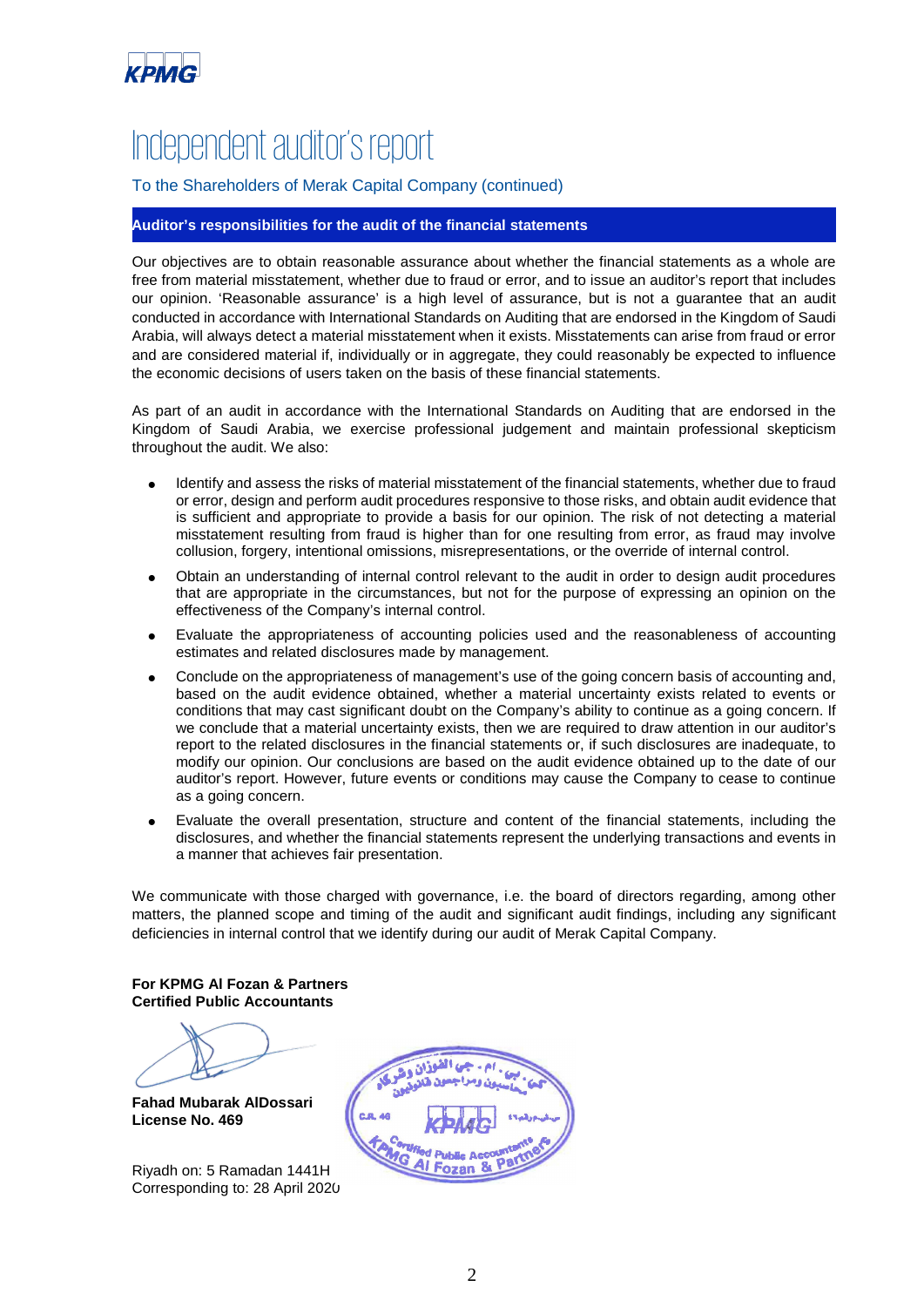# Independent auditor's report

To the Shareholders of Merak Capital Company (continued)

## Auditor's responsibilities for the audit of the financial statements

Our objectives are to obtain reasonable assurance about whether the financial statements as a whole are free from material misstatement, whether due to fraud or error, and to issue an auditor's report that includes our opinion. 'Reasonable assurance' is a high level of assurance, but is not a guarantee that an audit conducted in accordance with International Standards on Auditing that are endorsed in the Kingdom of Saudi Arabia, will always detect a material misstatement when it exists. Misstatements can arise from fraud or error and are considered material if, individually or in aggregate, they could reasonably be expected to influence the economic decisions of users taken on the basis of these financial statements.

As part of an audit in accordance with the International Standards on Auditing that are endorsed in the Kingdom of Saudi Arabia, we exercise professional judgement and maintain professional skepticism throughout the audit. We also:

- Identify and assess the risks of material misstatement of the financial statements, whether due to fraud or error, design and perform audit procedures responsive to those risks, and obtain audit evidence that is sufficient and appropriate to provide a basis for our opinion. The risk of not detecting a material misstatement resulting from fraud is higher than for one resulting from error, as fraud may involve collusion, forgery, intentional omissions, misrepresentations, or the override of internal control.
- Obtain an understanding of internal control relevant to the audit in order to design audit procedures that are appropriate in the circumstances, but not for the purpose of expressing an opinion on the effectiveness of the Company's internal control.
- Evaluate the appropriateness of accounting policies used and the reasonableness of accounting estimates and related disclosures made by management.
- Conclude on the appropriateness of management's use of the going concern basis of accounting and, based on the audit evidence obtained, whether a material uncertainty exists related to events or conditions that may cast significant doubt on the Company's ability to continue as a going concern. If we conclude that a material uncertainty exists, then we are required to draw attention in our auditor's report to the related disclosures in the financial statements or, if such disclosures are inadequate, to modify our opinion. Our conclusions are based on the audit evidence obtained up to the date of our auditor's report. However, future events or conditions may cause the Company to cease to continue as a going concern.
- Evaluate the overall presentation, structure and content of the financial statements, including the disclosures, and whether the financial statements represent the underlying transactions and events in a manner that achieves fair presentation.

We communicate with those charged with governance, i.e. the board of directors regarding, among other matters, the planned scope and timing of the audit and significant audit findings, including any significant deficiencies in internal control that we identify during our audit of Merak Capital Company.

**For KPMG Al Fozan & Partners**
**Certified Public Accountants**

**Fahad Mubarak AlDossari**
**License No. 469**

Riyadh on: 5 Ramadan 1441H
Corresponding to: 28 April 2020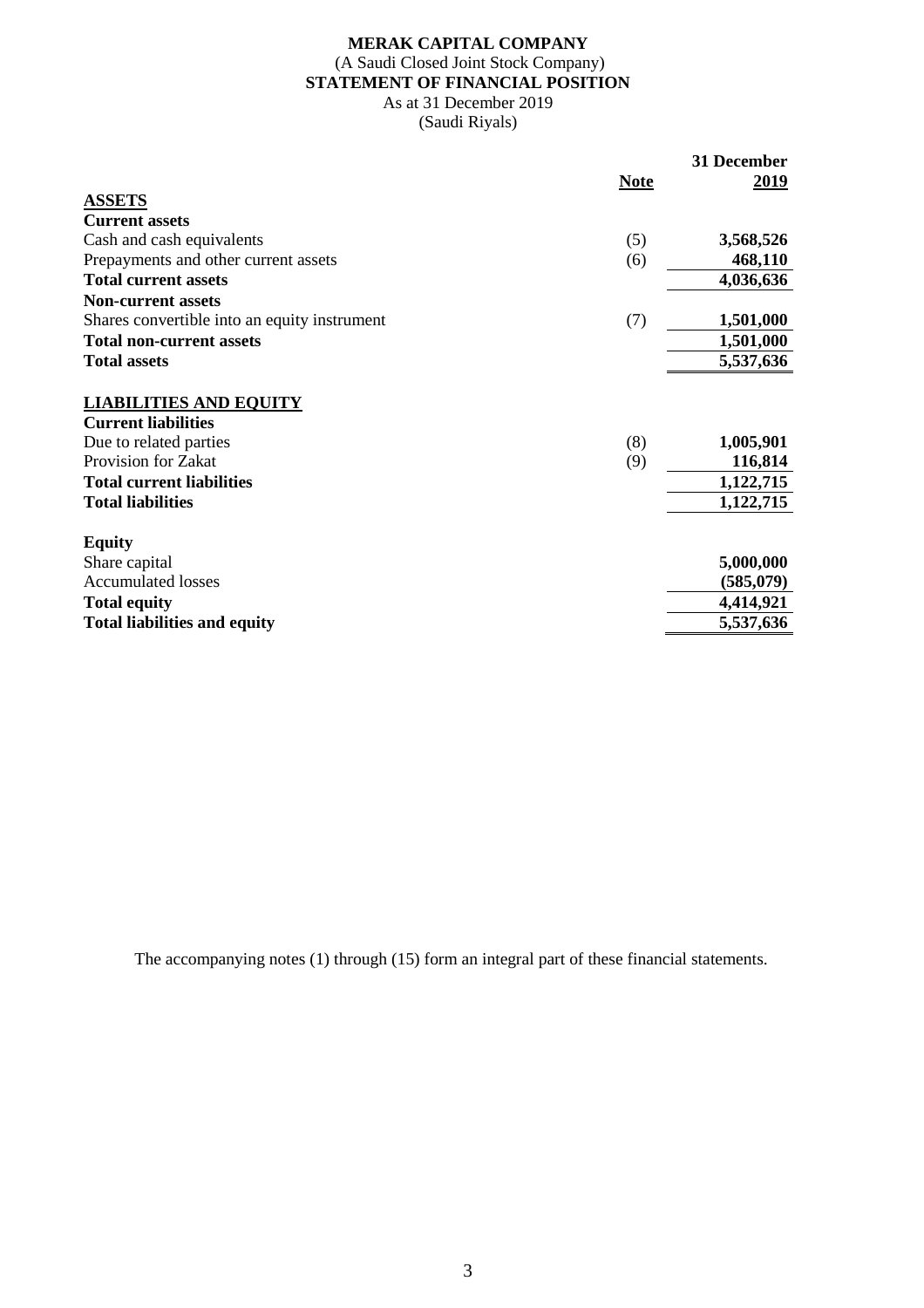**MERAK CAPITAL COMPANY**
(A Saudi Closed Joint Stock Company)
**STATEMENT OF FINANCIAL POSITION**
As at 31 December 2019
(Saudi Riyals)

| | Note | 31 December 2019 |
|---|---|---|
| **ASSETS** | | |
| **Current assets** | | |
| Cash and cash equivalents | (5) | **3,568,526** |
| Prepayments and other current assets | (6) | **468,110** |
| **Total current assets** | | **4,036,636** |
| **Non-current assets** | | |
| Shares convertible into an equity instrument | (7) | **1,501,000** |
| **Total non-current assets** | | **1,501,000** |
| **Total assets** | | **5,537,636** |
| | | |
| **LIABILITIES AND EQUITY** | | |
| **Current liabilities** | | |
| Due to related parties | (8) | **1,005,901** |
| Provision for Zakat | (9) | **116,814** |
| **Total current liabilities** | | **1,122,715** |
| **Total liabilities** | | **1,122,715** |
| | | |
| **Equity** | | |
| Share capital | | **5,000,000** |
| Accumulated losses | | **(585,079)** |
| **Total equity** | | **4,414,921** |
| **Total liabilities and equity** | | **5,537,636** |

The accompanying notes (1) through (15) form an integral part of these financial statements.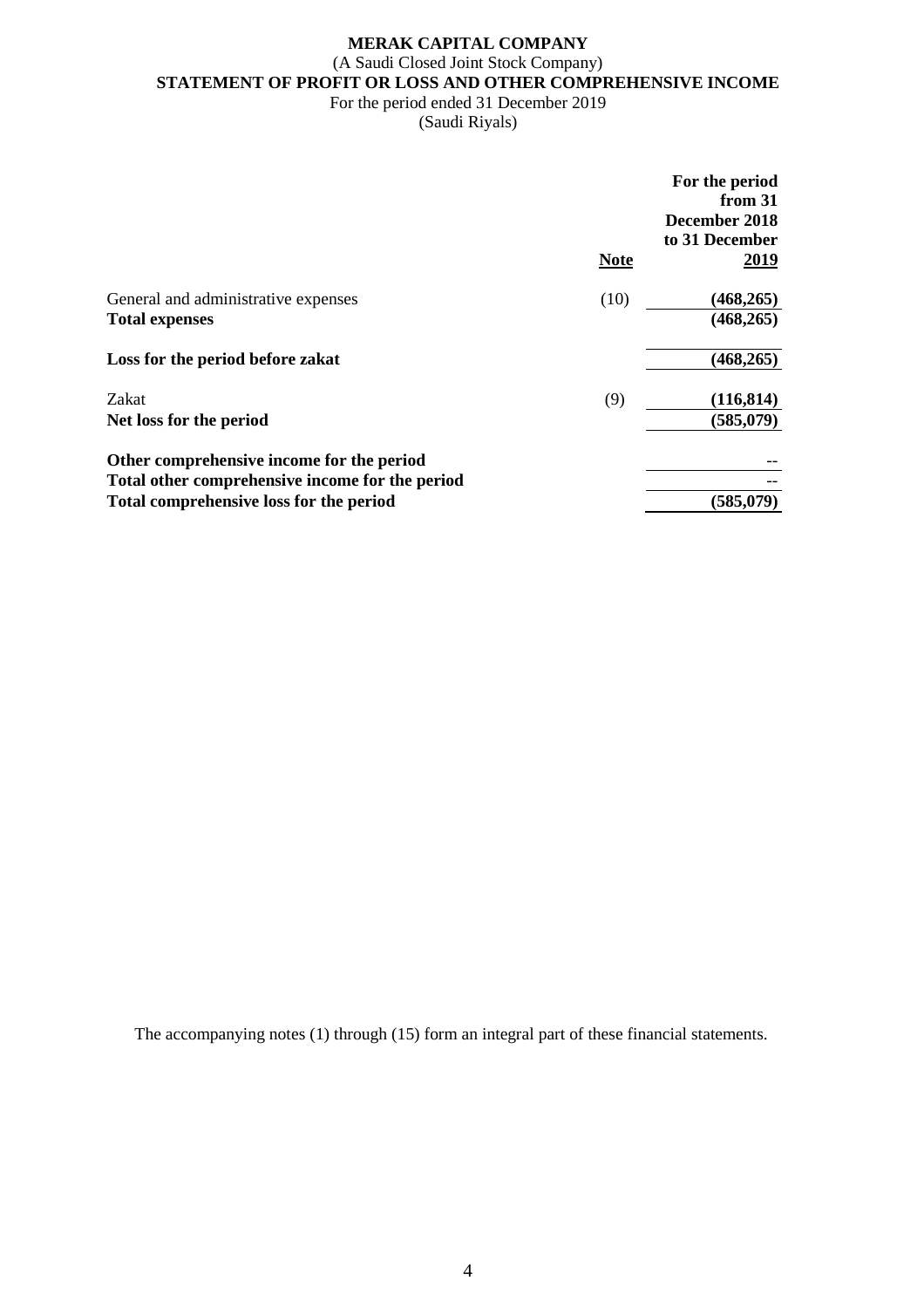**MERAK CAPITAL COMPANY**
(A Saudi Closed Joint Stock Company)
**STATEMENT OF PROFIT OR LOSS AND OTHER COMPREHENSIVE INCOME**
For the period ended 31 December 2019
(Saudi Riyals)

| | Note | For the period from 31 December 2018 to 31 December 2019 |
|---|---|---|
| General and administrative expenses | (10) | **(468,265)** |
| **Total expenses** | | **(468,265)** |
| **Loss for the period before zakat** | | **(468,265)** |
| Zakat | (9) | **(116,814)** |
| **Net loss for the period** | | **(585,079)** |
| **Other comprehensive income for the period** | | -- |
| **Total other comprehensive income for the period** | | -- |
| **Total comprehensive loss for the period** | | **(585,079)** |

The accompanying notes (1) through (15) form an integral part of these financial statements.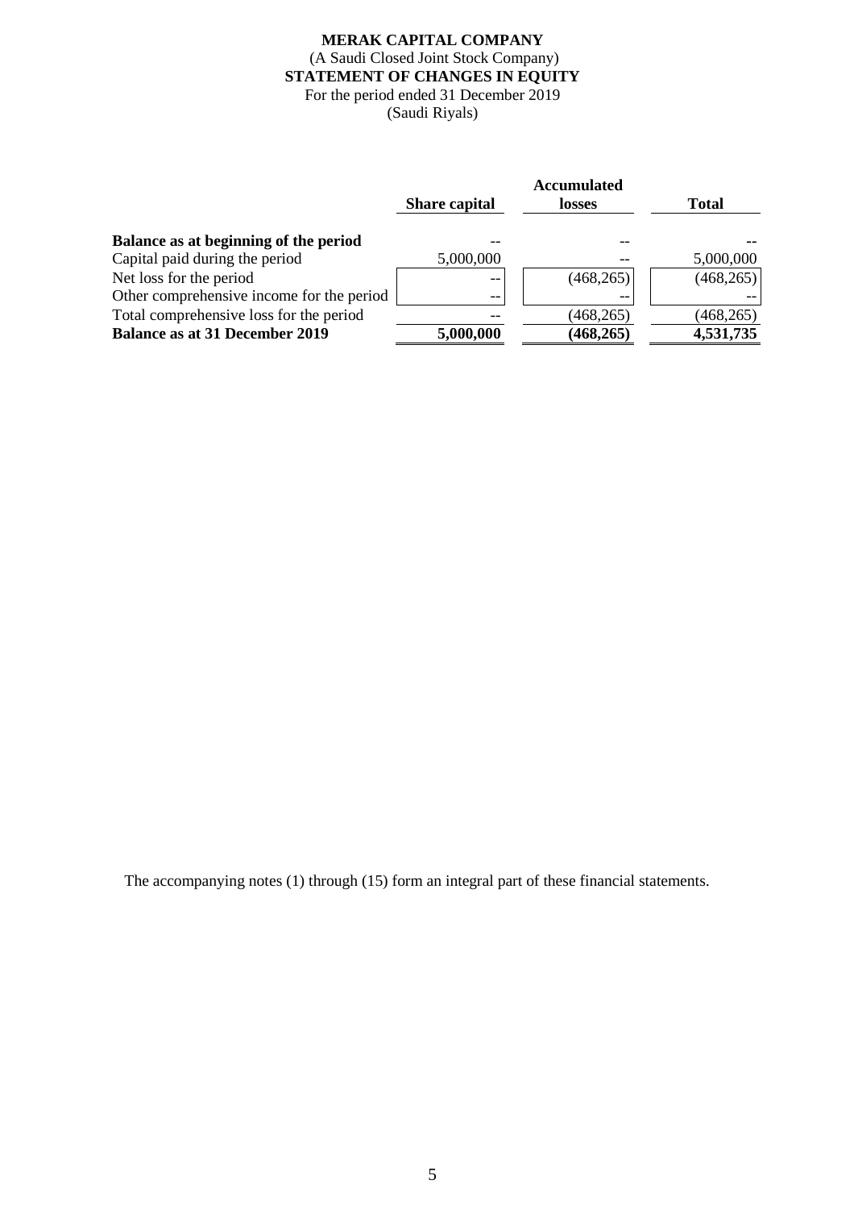**MERAK CAPITAL COMPANY**
(A Saudi Closed Joint Stock Company)
**STATEMENT OF CHANGES IN EQUITY**
For the period ended 31 December 2019
(Saudi Riyals)

| | **Share capital** | **Accumulated losses** | **Total** |
|---|---|---|---|
| **Balance as at beginning of the period** | -- | -- | **--** |
| Capital paid during the period | 5,000,000 | -- | 5,000,000 |
| Net loss for the period | -- | (468,265) | (468,265) |
| Other comprehensive income for the period | -- | -- | -- |
| Total comprehensive loss for the period | -- | (468,265) | (468,265) |
| **Balance as at 31 December 2019** | **5,000,000** | **(468,265)** | **4,531,735** |

The accompanying notes (1) through (15) form an integral part of these financial statements.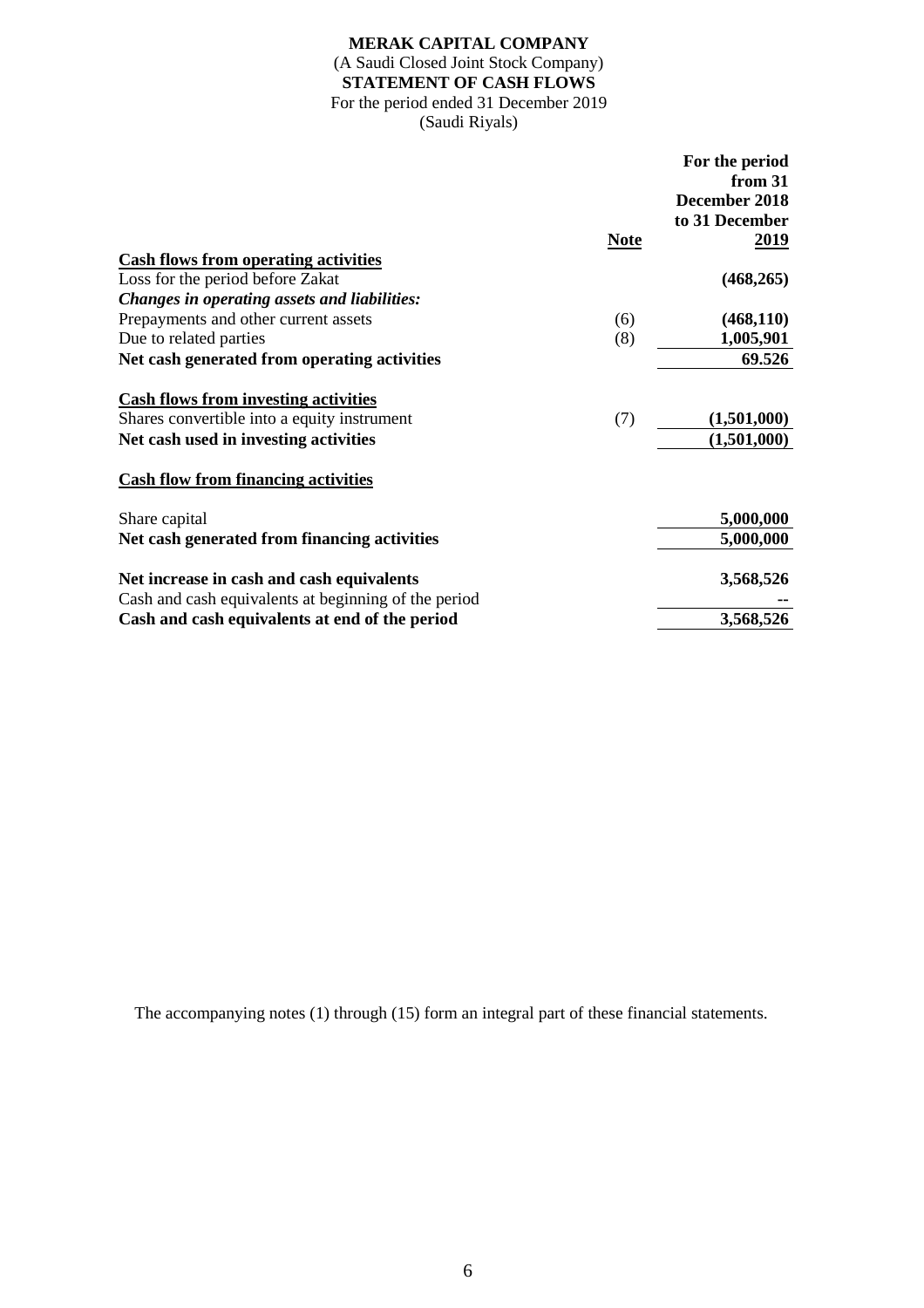**MERAK CAPITAL COMPANY**
(A Saudi Closed Joint Stock Company)
**STATEMENT OF CASH FLOWS**
For the period ended 31 December 2019
(Saudi Riyals)

| | Note | For the period from 31 December 2018 to 31 December 2019 |
|---|---|---|
| **Cash flows from operating activities** | | |
| Loss for the period before Zakat | | **(468,265)** |
| ***Changes in operating assets and liabilities:*** | | |
| Prepayments and other current assets | (6) | **(468,110)** |
| Due to related parties | (8) | **1,005,901** |
| **Net cash generated from operating activities** | | **69.526** |
| **Cash flows from investing activities** | | |
| Shares convertible into a equity instrument | (7) | **(1,501,000)** |
| **Net cash used in investing activities** | | **(1,501,000)** |
| **Cash flow from financing activities** | | |
| Share capital | | **5,000,000** |
| **Net cash generated from financing activities** | | **5,000,000** |
| **Net increase in cash and cash equivalents** | | **3,568,526** |
| Cash and cash equivalents at beginning of the period | | **--** |
| **Cash and cash equivalents at end of the period** | | **3,568,526** |

The accompanying notes (1) through (15) form an integral part of these financial statements.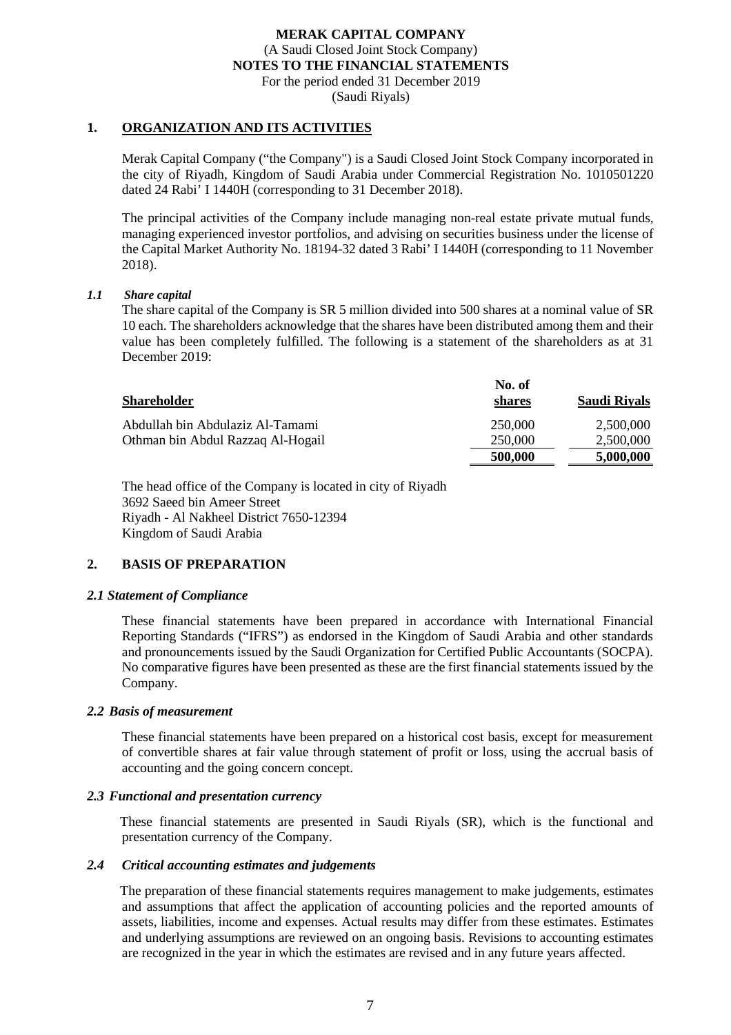## 1. ORGANIZATION AND ITS ACTIVITIES

Merak Capital Company ("the Company") is a Saudi Closed Joint Stock Company incorporated in the city of Riyadh, Kingdom of Saudi Arabia under Commercial Registration No. 1010501220 dated 24 Rabi' I 1440H (corresponding to 31 December 2018).

The principal activities of the Company include managing non-real estate private mutual funds, managing experienced investor portfolios, and advising on securities business under the license of the Capital Market Authority No. 18194-32 dated 3 Rabi' I 1440H (corresponding to 11 November 2018).

### *1.1 Share capital*

The share capital of the Company is SR 5 million divided into 500 shares at a nominal value of SR 10 each. The shareholders acknowledge that the shares have been distributed among them and their value has been completely fulfilled. The following is a statement of the shareholders as at 31 December 2019:

| Shareholder | No. of shares | Saudi Riyals |
|---|---|---|
| Abdullah bin Abdulaziz Al-Tamami | 250,000 | 2,500,000 |
| Othman bin Abdul Razzaq Al-Hogail | 250,000 | 2,500,000 |
| | **500,000** | **5,000,000** |

The head office of the Company is located in city of Riyadh
3692 Saeed bin Ameer Street
Riyadh - Al Nakheel District 7650-12394
Kingdom of Saudi Arabia

## 2. BASIS OF PREPARATION

### *2.1 Statement of Compliance*

These financial statements have been prepared in accordance with International Financial Reporting Standards ("IFRS") as endorsed in the Kingdom of Saudi Arabia and other standards and pronouncements issued by the Saudi Organization for Certified Public Accountants (SOCPA). No comparative figures have been presented as these are the first financial statements issued by the Company.

### *2.2 Basis of measurement*

These financial statements have been prepared on a historical cost basis, except for measurement of convertible shares at fair value through statement of profit or loss, using the accrual basis of accounting and the going concern concept.

### *2.3 Functional and presentation currency*

These financial statements are presented in Saudi Riyals (SR), which is the functional and presentation currency of the Company.

### *2.4 Critical accounting estimates and judgements*

The preparation of these financial statements requires management to make judgements, estimates and assumptions that affect the application of accounting policies and the reported amounts of assets, liabilities, income and expenses. Actual results may differ from these estimates. Estimates and underlying assumptions are reviewed on an ongoing basis. Revisions to accounting estimates are recognized in the year in which the estimates are revised and in any future years affected.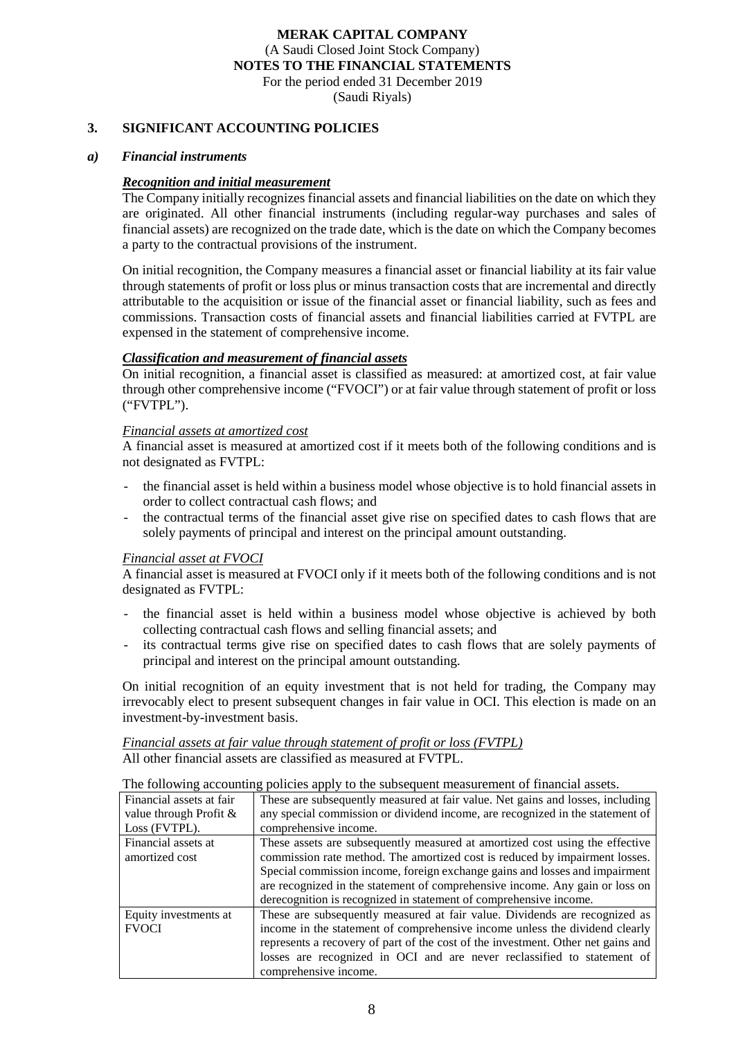**MERAK CAPITAL COMPANY**
(A Saudi Closed Joint Stock Company)
**NOTES TO THE FINANCIAL STATEMENTS**
For the period ended 31 December 2019
(Saudi Riyals)

## 3. SIGNIFICANT ACCOUNTING POLICIES

### a) *Financial instruments*

***Recognition and initial measurement***

The Company initially recognizes financial assets and financial liabilities on the date on which they are originated. All other financial instruments (including regular-way purchases and sales of financial assets) are recognized on the trade date, which is the date on which the Company becomes a party to the contractual provisions of the instrument.

On initial recognition, the Company measures a financial asset or financial liability at its fair value through statements of profit or loss plus or minus transaction costs that are incremental and directly attributable to the acquisition or issue of the financial asset or financial liability, such as fees and commissions. Transaction costs of financial assets and financial liabilities carried at FVTPL are expensed in the statement of comprehensive income.

***Classification and measurement of financial assets***

On initial recognition, a financial asset is classified as measured: at amortized cost, at fair value through other comprehensive income ("FVOCI") or at fair value through statement of profit or loss ("FVTPL").

*Financial assets at amortized cost*

A financial asset is measured at amortized cost if it meets both of the following conditions and is not designated as FVTPL:

- the financial asset is held within a business model whose objective is to hold financial assets in order to collect contractual cash flows; and
- the contractual terms of the financial asset give rise on specified dates to cash flows that are solely payments of principal and interest on the principal amount outstanding.

*Financial asset at FVOCI*

A financial asset is measured at FVOCI only if it meets both of the following conditions and is not designated as FVTPL:

- the financial asset is held within a business model whose objective is achieved by both collecting contractual cash flows and selling financial assets; and
- its contractual terms give rise on specified dates to cash flows that are solely payments of principal and interest on the principal amount outstanding.

On initial recognition of an equity investment that is not held for trading, the Company may irrevocably elect to present subsequent changes in fair value in OCI. This election is made on an investment-by-investment basis.

*Financial assets at fair value through statement of profit or loss (FVTPL)*

All other financial assets are classified as measured at FVTPL.

The following accounting policies apply to the subsequent measurement of financial assets.

| | |
|---|---|
| Financial assets at fair value through Profit & Loss (FVTPL). | These are subsequently measured at fair value. Net gains and losses, including any special commission or dividend income, are recognized in the statement of comprehensive income. |
| Financial assets at amortized cost | These assets are subsequently measured at amortized cost using the effective commission rate method. The amortized cost is reduced by impairment losses. Special commission income, foreign exchange gains and losses and impairment are recognized in the statement of comprehensive income. Any gain or loss on derecognition is recognized in statement of comprehensive income. |
| Equity investments at FVOCI | These are subsequently measured at fair value. Dividends are recognized as income in the statement of comprehensive income unless the dividend clearly represents a recovery of part of the cost of the investment. Other net gains and losses are recognized in OCI and are never reclassified to statement of comprehensive income. |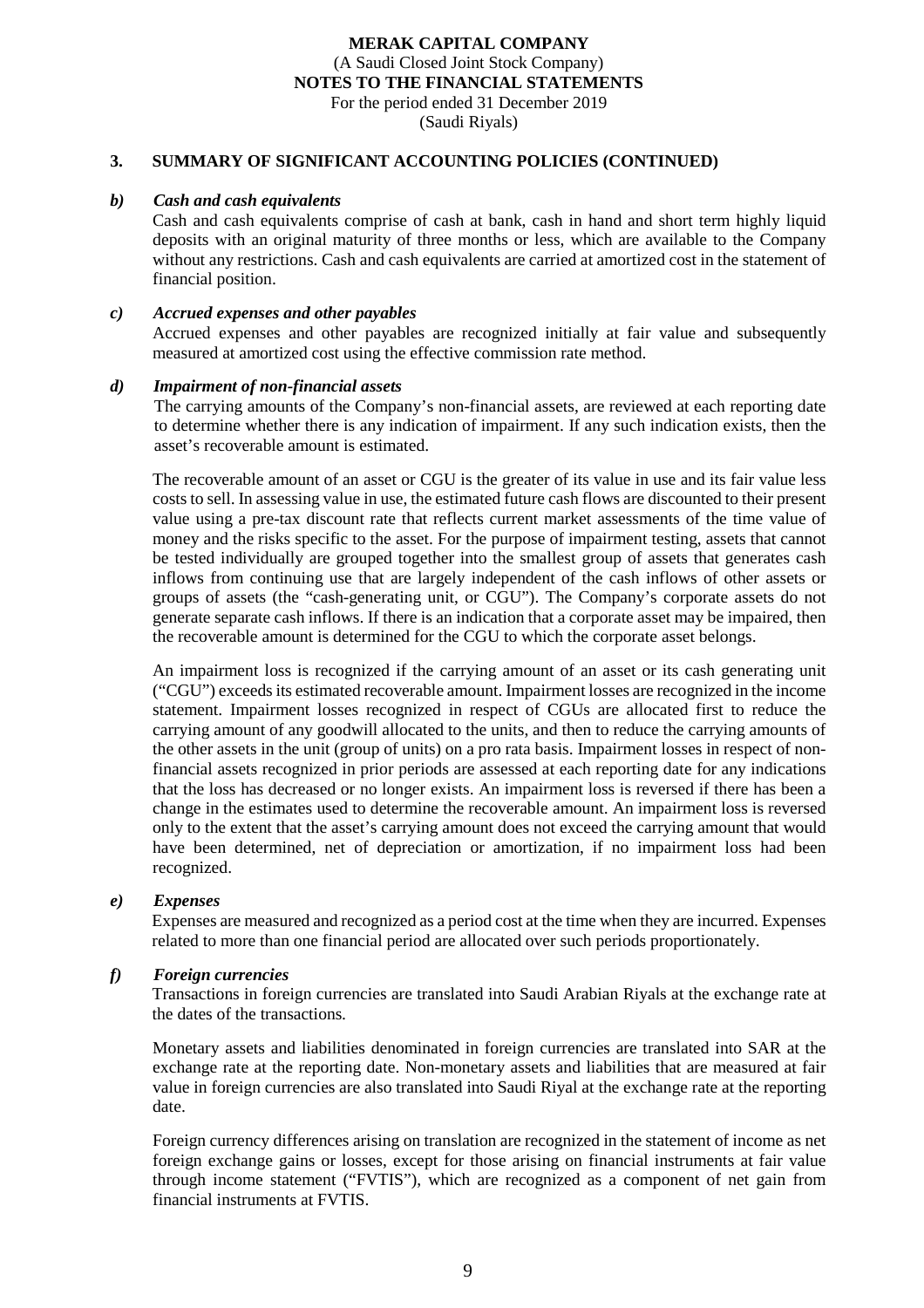# MERAK CAPITAL COMPANY

(A Saudi Closed Joint Stock Company)

**NOTES TO THE FINANCIAL STATEMENTS**

For the period ended 31 December 2019

(Saudi Riyals)

## 3. SUMMARY OF SIGNIFICANT ACCOUNTING POLICIES (CONTINUED)

### *b) Cash and cash equivalents*

Cash and cash equivalents comprise of cash at bank, cash in hand and short term highly liquid deposits with an original maturity of three months or less, which are available to the Company without any restrictions. Cash and cash equivalents are carried at amortized cost in the statement of financial position.

### *c) Accrued expenses and other payables*

Accrued expenses and other payables are recognized initially at fair value and subsequently measured at amortized cost using the effective commission rate method.

### *d) Impairment of non-financial assets*

The carrying amounts of the Company's non-financial assets, are reviewed at each reporting date to determine whether there is any indication of impairment. If any such indication exists, then the asset's recoverable amount is estimated.

The recoverable amount of an asset or CGU is the greater of its value in use and its fair value less costs to sell. In assessing value in use, the estimated future cash flows are discounted to their present value using a pre-tax discount rate that reflects current market assessments of the time value of money and the risks specific to the asset. For the purpose of impairment testing, assets that cannot be tested individually are grouped together into the smallest group of assets that generates cash inflows from continuing use that are largely independent of the cash inflows of other assets or groups of assets (the "cash-generating unit, or CGU"). The Company's corporate assets do not generate separate cash inflows. If there is an indication that a corporate asset may be impaired, then the recoverable amount is determined for the CGU to which the corporate asset belongs.

An impairment loss is recognized if the carrying amount of an asset or its cash generating unit ("CGU") exceeds its estimated recoverable amount. Impairment losses are recognized in the income statement. Impairment losses recognized in respect of CGUs are allocated first to reduce the carrying amount of any goodwill allocated to the units, and then to reduce the carrying amounts of the other assets in the unit (group of units) on a pro rata basis. Impairment losses in respect of non-financial assets recognized in prior periods are assessed at each reporting date for any indications that the loss has decreased or no longer exists. An impairment loss is reversed if there has been a change in the estimates used to determine the recoverable amount. An impairment loss is reversed only to the extent that the asset's carrying amount does not exceed the carrying amount that would have been determined, net of depreciation or amortization, if no impairment loss had been recognized.

### *e) Expenses*

Expenses are measured and recognized as a period cost at the time when they are incurred. Expenses related to more than one financial period are allocated over such periods proportionately.

### *f) Foreign currencies*

Transactions in foreign currencies are translated into Saudi Arabian Riyals at the exchange rate at the dates of the transactions.

Monetary assets and liabilities denominated in foreign currencies are translated into SAR at the exchange rate at the reporting date. Non-monetary assets and liabilities that are measured at fair value in foreign currencies are also translated into Saudi Riyal at the exchange rate at the reporting date.

Foreign currency differences arising on translation are recognized in the statement of income as net foreign exchange gains or losses, except for those arising on financial instruments at fair value through income statement ("FVTIS"), which are recognized as a component of net gain from financial instruments at FVTIS.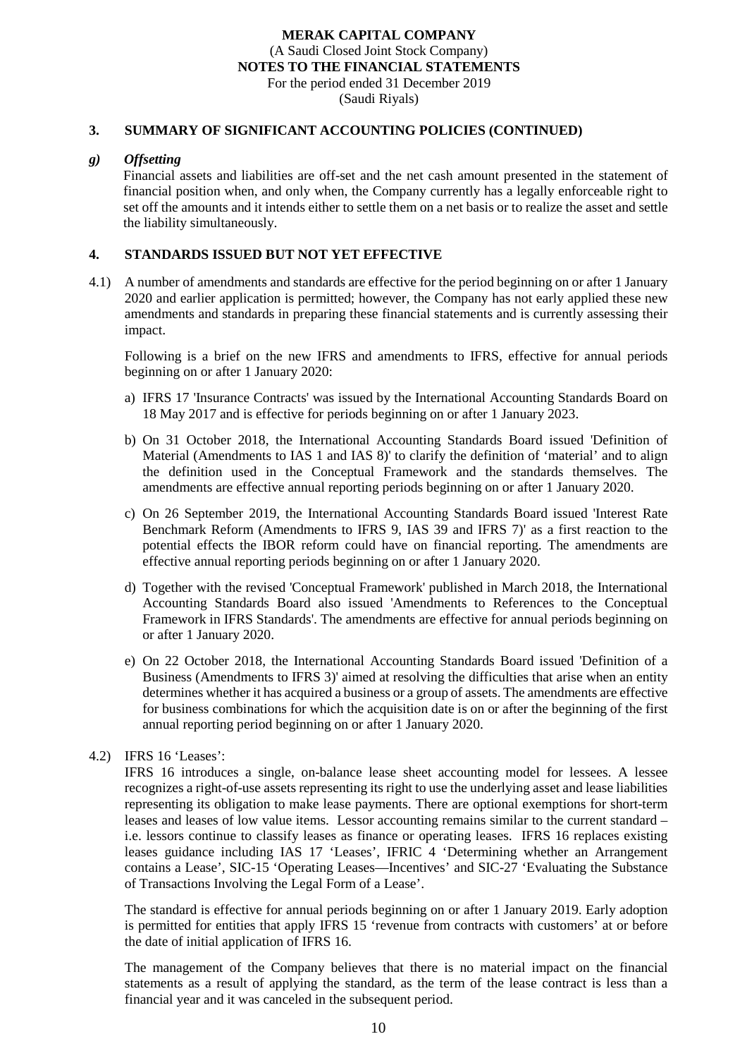## 3. SUMMARY OF SIGNIFICANT ACCOUNTING POLICIES (CONTINUED)

### *g) Offsetting*

Financial assets and liabilities are off-set and the net cash amount presented in the statement of financial position when, and only when, the Company currently has a legally enforceable right to set off the amounts and it intends either to settle them on a net basis or to realize the asset and settle the liability simultaneously.

## 4. STANDARDS ISSUED BUT NOT YET EFFECTIVE

4.1) A number of amendments and standards are effective for the period beginning on or after 1 January 2020 and earlier application is permitted; however, the Company has not early applied these new amendments and standards in preparing these financial statements and is currently assessing their impact.

Following is a brief on the new IFRS and amendments to IFRS, effective for annual periods beginning on or after 1 January 2020:

a) IFRS 17 'Insurance Contracts' was issued by the International Accounting Standards Board on 18 May 2017 and is effective for periods beginning on or after 1 January 2023.

b) On 31 October 2018, the International Accounting Standards Board issued 'Definition of Material (Amendments to IAS 1 and IAS 8)' to clarify the definition of 'material' and to align the definition used in the Conceptual Framework and the standards themselves. The amendments are effective annual reporting periods beginning on or after 1 January 2020.

c) On 26 September 2019, the International Accounting Standards Board issued 'Interest Rate Benchmark Reform (Amendments to IFRS 9, IAS 39 and IFRS 7)' as a first reaction to the potential effects the IBOR reform could have on financial reporting. The amendments are effective annual reporting periods beginning on or after 1 January 2020.

d) Together with the revised 'Conceptual Framework' published in March 2018, the International Accounting Standards Board also issued 'Amendments to References to the Conceptual Framework in IFRS Standards'. The amendments are effective for annual periods beginning on or after 1 January 2020.

e) On 22 October 2018, the International Accounting Standards Board issued 'Definition of a Business (Amendments to IFRS 3)' aimed at resolving the difficulties that arise when an entity determines whether it has acquired a business or a group of assets. The amendments are effective for business combinations for which the acquisition date is on or after the beginning of the first annual reporting period beginning on or after 1 January 2020.

4.2) IFRS 16 'Leases':

IFRS 16 introduces a single, on-balance lease sheet accounting model for lessees. A lessee recognizes a right-of-use assets representing its right to use the underlying asset and lease liabilities representing its obligation to make lease payments. There are optional exemptions for short-term leases and leases of low value items. Lessor accounting remains similar to the current standard – i.e. lessors continue to classify leases as finance or operating leases. IFRS 16 replaces existing leases guidance including IAS 17 'Leases', IFRIC 4 'Determining whether an Arrangement contains a Lease', SIC-15 'Operating Leases—Incentives' and SIC-27 'Evaluating the Substance of Transactions Involving the Legal Form of a Lease'.

The standard is effective for annual periods beginning on or after 1 January 2019. Early adoption is permitted for entities that apply IFRS 15 'revenue from contracts with customers' at or before the date of initial application of IFRS 16.

The management of the Company believes that there is no material impact on the financial statements as a result of applying the standard, as the term of the lease contract is less than a financial year and it was canceled in the subsequent period.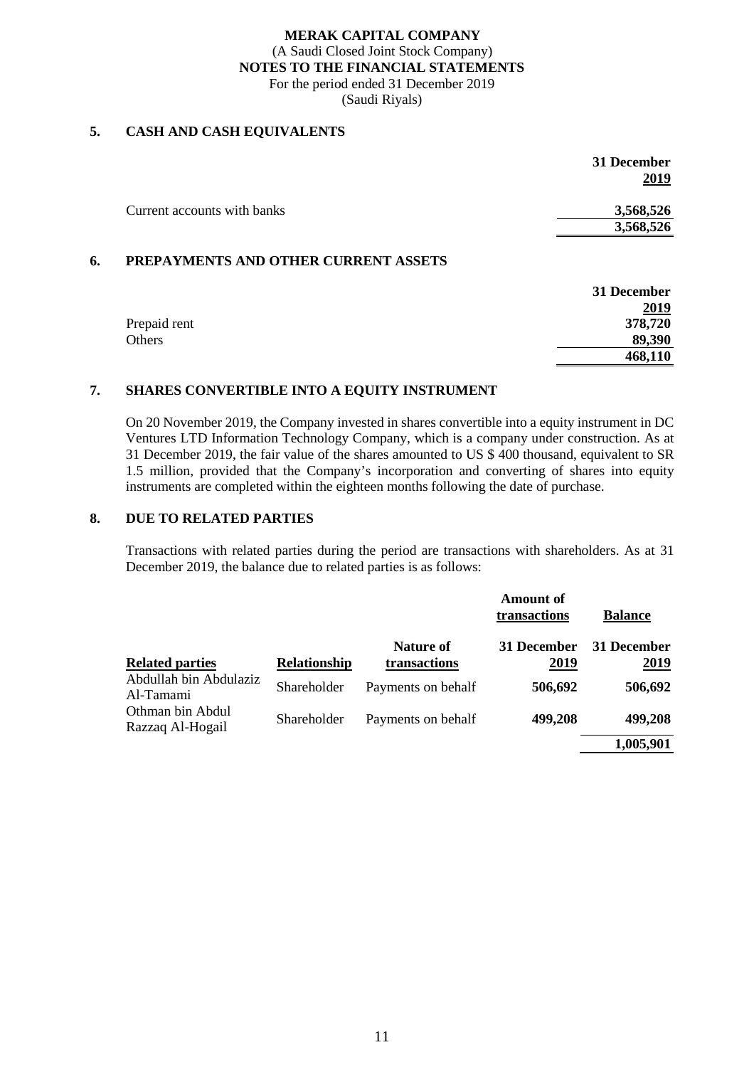**MERAK CAPITAL COMPANY**
(A Saudi Closed Joint Stock Company)
**NOTES TO THE FINANCIAL STATEMENTS**
For the period ended 31 December 2019
(Saudi Riyals)

## 5. CASH AND CASH EQUIVALENTS

| | 31 December 2019 |
|---|---|
| Current accounts with banks | 3,568,526 |
| | 3,568,526 |

## 6. PREPAYMENTS AND OTHER CURRENT ASSETS

| | 31 December 2019 |
|---|---|
| Prepaid rent | 378,720 |
| Others | 89,390 |
| | 468,110 |

## 7. SHARES CONVERTIBLE INTO A EQUITY INSTRUMENT

On 20 November 2019, the Company invested in shares convertible into a equity instrument in DC Ventures LTD Information Technology Company, which is a company under construction. As at 31 December 2019, the fair value of the shares amounted to US $ 400 thousand, equivalent to SR 1.5 million, provided that the Company's incorporation and converting of shares into equity instruments are completed within the eighteen months following the date of purchase.

## 8. DUE TO RELATED PARTIES

Transactions with related parties during the period are transactions with shareholders. As at 31 December 2019, the balance due to related parties is as follows:

| | | | Amount of transactions | Balance |
|---|---|---|---|---|
| **Related parties** | **Relationship** | **Nature of transactions** | **31 December 2019** | **31 December 2019** |
| Abdullah bin Abdulaziz Al-Tamami | Shareholder | Payments on behalf | 506,692 | 506,692 |
| Othman bin Abdul Razzaq Al-Hogail | Shareholder | Payments on behalf | 499,208 | 499,208 |
| | | | | 1,005,901 |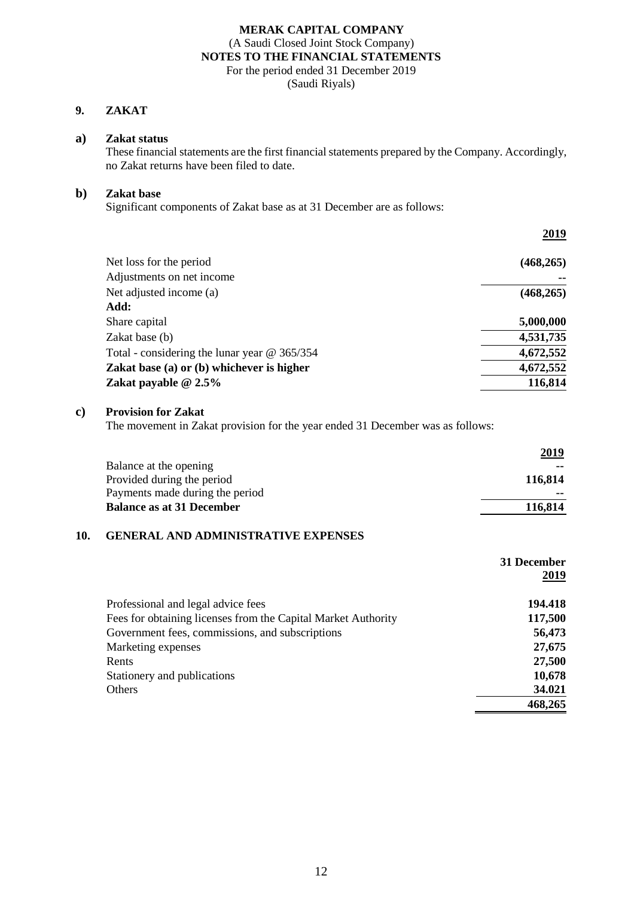**MERAK CAPITAL COMPANY**
(A Saudi Closed Joint Stock Company)
**NOTES TO THE FINANCIAL STATEMENTS**
For the period ended 31 December 2019
(Saudi Riyals)

## 9. ZAKAT

### a) Zakat status

These financial statements are the first financial statements prepared by the Company. Accordingly, no Zakat returns have been filed to date.

### b) Zakat base

Significant components of Zakat base as at 31 December are as follows:

| | 2019 |
|---|---|
| Net loss for the period | (468,265) |
| Adjustments on net income | -- |
| Net adjusted income (a) | (468,265) |
| **Add:** | |
| Share capital | 5,000,000 |
| Zakat base (b) | 4,531,735 |
| Total - considering the lunar year @ 365/354 | 4,672,552 |
| **Zakat base (a) or (b) whichever is higher** | **4,672,552** |
| **Zakat payable @ 2.5%** | **116,814** |

### c) Provision for Zakat

The movement in Zakat provision for the year ended 31 December was as follows:

| | 2019 |
|---|---|
| Balance at the opening | -- |
| Provided during the period | 116,814 |
| Payments made during the period | -- |
| **Balance as at 31 December** | **116,814** |

## 10. GENERAL AND ADMINISTRATIVE EXPENSES

| | 31 December 2019 |
|---|---|
| Professional and legal advice fees | 194.418 |
| Fees for obtaining licenses from the Capital Market Authority | 117,500 |
| Government fees, commissions, and subscriptions | 56,473 |
| Marketing expenses | 27,675 |
| Rents | 27,500 |
| Stationery and publications | 10,678 |
| Others | 34.021 |
| | 468,265 |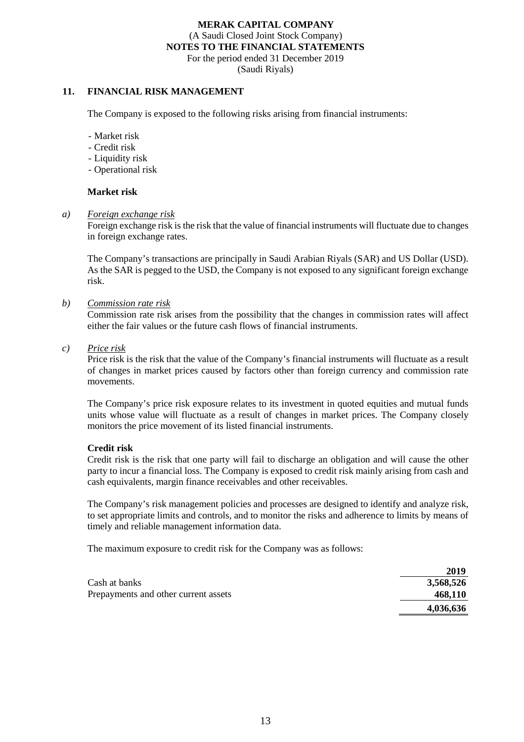**MERAK CAPITAL COMPANY**
(A Saudi Closed Joint Stock Company)
**NOTES TO THE FINANCIAL STATEMENTS**
For the period ended 31 December 2019
(Saudi Riyals)

## 11. FINANCIAL RISK MANAGEMENT

The Company is exposed to the following risks arising from financial instruments:

- Market risk
- Credit risk
- Liquidity risk
- Operational risk

### Market risk

*a)* *Foreign exchange risk*

Foreign exchange risk is the risk that the value of financial instruments will fluctuate due to changes in foreign exchange rates.

The Company's transactions are principally in Saudi Arabian Riyals (SAR) and US Dollar (USD). As the SAR is pegged to the USD, the Company is not exposed to any significant foreign exchange risk.

*b)* *Commission rate risk*

Commission rate risk arises from the possibility that the changes in commission rates will affect either the fair values or the future cash flows of financial instruments.

*c)* *Price risk*

Price risk is the risk that the value of the Company's financial instruments will fluctuate as a result of changes in market prices caused by factors other than foreign currency and commission rate movements.

The Company's price risk exposure relates to its investment in quoted equities and mutual funds units whose value will fluctuate as a result of changes in market prices. The Company closely monitors the price movement of its listed financial instruments.

### Credit risk

Credit risk is the risk that one party will fail to discharge an obligation and will cause the other party to incur a financial loss. The Company is exposed to credit risk mainly arising from cash and cash equivalents, margin finance receivables and other receivables.

The Company's risk management policies and processes are designed to identify and analyze risk, to set appropriate limits and controls, and to monitor the risks and adherence to limits by means of timely and reliable management information data.

The maximum exposure to credit risk for the Company was as follows:

| | **2019** |
|---|---|
| Cash at banks | **3,568,526** |
| Prepayments and other current assets | **468,110** |
| | **4,036,636** |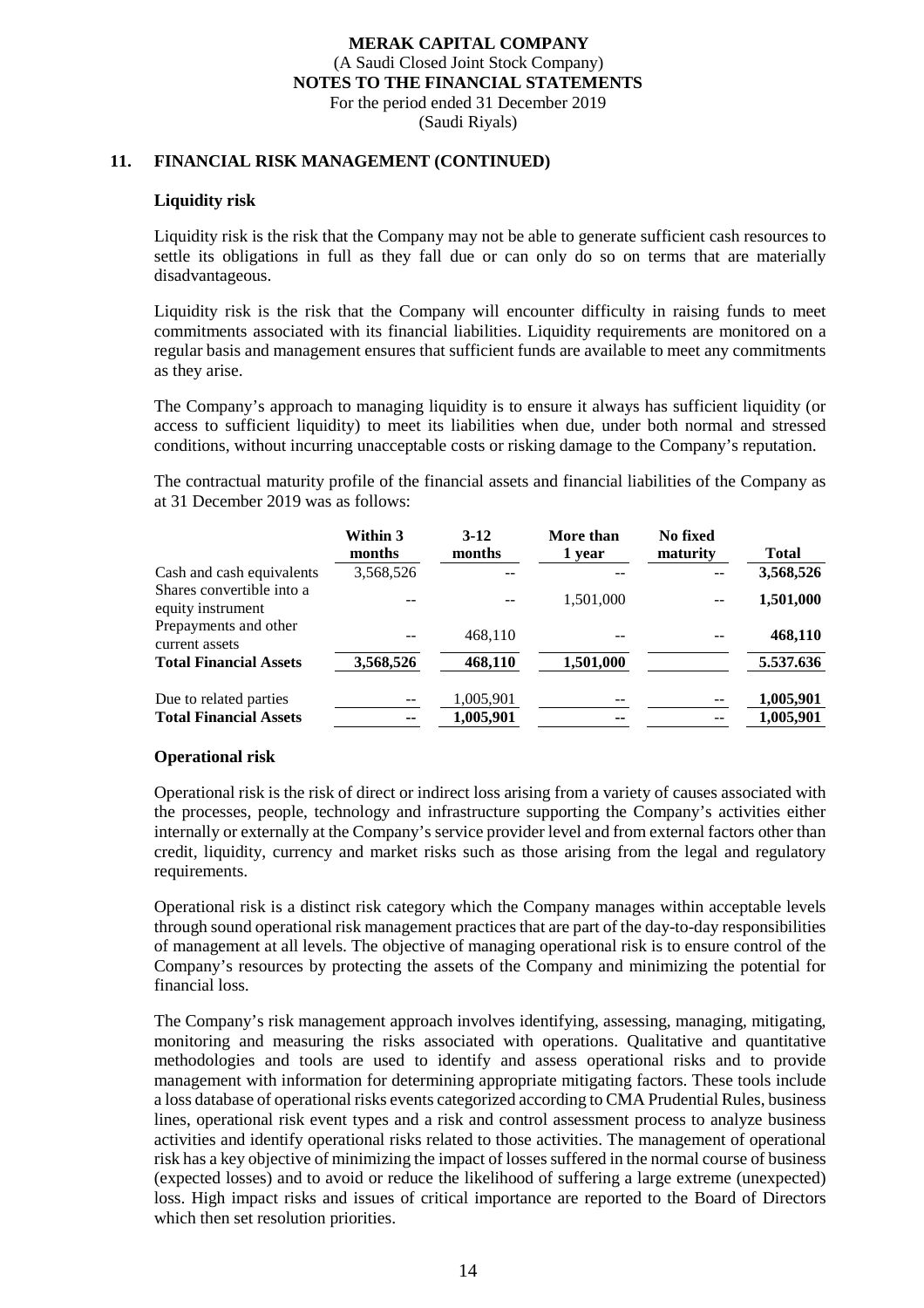# MERAK CAPITAL COMPANY
(A Saudi Closed Joint Stock Company)
**NOTES TO THE FINANCIAL STATEMENTS**
For the period ended 31 December 2019
(Saudi Riyals)

## 11. FINANCIAL RISK MANAGEMENT (CONTINUED)

### Liquidity risk

Liquidity risk is the risk that the Company may not be able to generate sufficient cash resources to settle its obligations in full as they fall due or can only do so on terms that are materially disadvantageous.

Liquidity risk is the risk that the Company will encounter difficulty in raising funds to meet commitments associated with its financial liabilities. Liquidity requirements are monitored on a regular basis and management ensures that sufficient funds are available to meet any commitments as they arise.

The Company's approach to managing liquidity is to ensure it always has sufficient liquidity (or access to sufficient liquidity) to meet its liabilities when due, under both normal and stressed conditions, without incurring unacceptable costs or risking damage to the Company's reputation.

The contractual maturity profile of the financial assets and financial liabilities of the Company as at 31 December 2019 was as follows:

| | Within 3 months | 3-12 months | More than 1 year | No fixed maturity | Total |
|---|---|---|---|---|---|
| Cash and cash equivalents | 3,568,526 | -- | -- | -- | **3,568,526** |
| Shares convertible into a equity instrument | -- | -- | 1,501,000 | -- | **1,501,000** |
| Prepayments and other current assets | -- | 468,110 | -- | -- | **468,110** |
| **Total Financial Assets** | **3,568,526** | **468,110** | **1,501,000** | | **5.537.636** |
| Due to related parties | -- | 1,005,901 | -- | -- | **1,005,901** |
| **Total Financial Assets** | **--** | **1,005,901** | **--** | -- | **1,005,901** |

### Operational risk

Operational risk is the risk of direct or indirect loss arising from a variety of causes associated with the processes, people, technology and infrastructure supporting the Company's activities either internally or externally at the Company's service provider level and from external factors other than credit, liquidity, currency and market risks such as those arising from the legal and regulatory requirements.

Operational risk is a distinct risk category which the Company manages within acceptable levels through sound operational risk management practices that are part of the day-to-day responsibilities of management at all levels. The objective of managing operational risk is to ensure control of the Company's resources by protecting the assets of the Company and minimizing the potential for financial loss.

The Company's risk management approach involves identifying, assessing, managing, mitigating, monitoring and measuring the risks associated with operations. Qualitative and quantitative methodologies and tools are used to identify and assess operational risks and to provide management with information for determining appropriate mitigating factors. These tools include a loss database of operational risks events categorized according to CMA Prudential Rules, business lines, operational risk event types and a risk and control assessment process to analyze business activities and identify operational risks related to those activities. The management of operational risk has a key objective of minimizing the impact of losses suffered in the normal course of business (expected losses) and to avoid or reduce the likelihood of suffering a large extreme (unexpected) loss. High impact risks and issues of critical importance are reported to the Board of Directors which then set resolution priorities.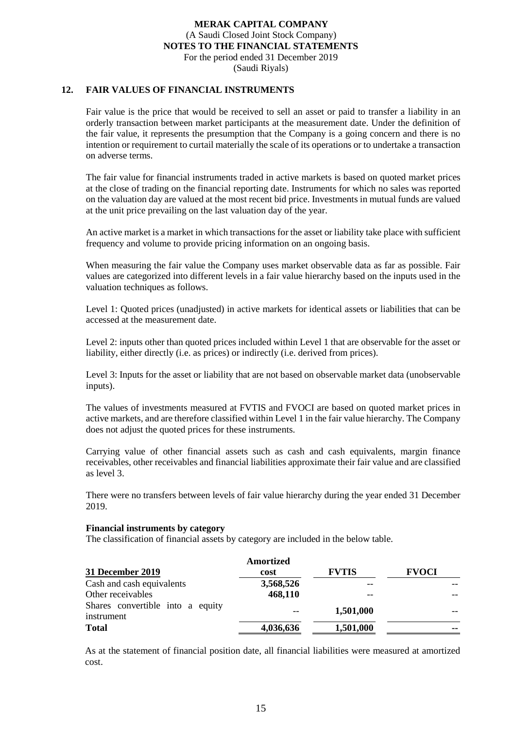## 12. FAIR VALUES OF FINANCIAL INSTRUMENTS

Fair value is the price that would be received to sell an asset or paid to transfer a liability in an orderly transaction between market participants at the measurement date. Under the definition of the fair value, it represents the presumption that the Company is a going concern and there is no intention or requirement to curtail materially the scale of its operations or to undertake a transaction on adverse terms.

The fair value for financial instruments traded in active markets is based on quoted market prices at the close of trading on the financial reporting date. Instruments for which no sales was reported on the valuation day are valued at the most recent bid price. Investments in mutual funds are valued at the unit price prevailing on the last valuation day of the year.

An active market is a market in which transactions for the asset or liability take place with sufficient frequency and volume to provide pricing information on an ongoing basis.

When measuring the fair value the Company uses market observable data as far as possible. Fair values are categorized into different levels in a fair value hierarchy based on the inputs used in the valuation techniques as follows.

Level 1: Quoted prices (unadjusted) in active markets for identical assets or liabilities that can be accessed at the measurement date.

Level 2: inputs other than quoted prices included within Level 1 that are observable for the asset or liability, either directly (i.e. as prices) or indirectly (i.e. derived from prices).

Level 3: Inputs for the asset or liability that are not based on observable market data (unobservable inputs).

The values of investments measured at FVTIS and FVOCI are based on quoted market prices in active markets, and are therefore classified within Level 1 in the fair value hierarchy. The Company does not adjust the quoted prices for these instruments.

Carrying value of other financial assets such as cash and cash equivalents, margin finance receivables, other receivables and financial liabilities approximate their fair value and are classified as level 3.

There were no transfers between levels of fair value hierarchy during the year ended 31 December 2019.

**Financial instruments by category**

The classification of financial assets by category are included in the below table.

| **31 December 2019** | **Amortized cost** | **FVTIS** | **FVOCI** |
|---|---|---|---|
| Cash and cash equivalents | **3,568,526** | -- | -- |
| Other receivables | **468,110** | -- | -- |
| Shares convertible into a equity instrument | -- | **1,501,000** | -- |
| **Total** | **4,036,636** | **1,501,000** | **--** |

As at the statement of financial position date, all financial liabilities were measured at amortized cost.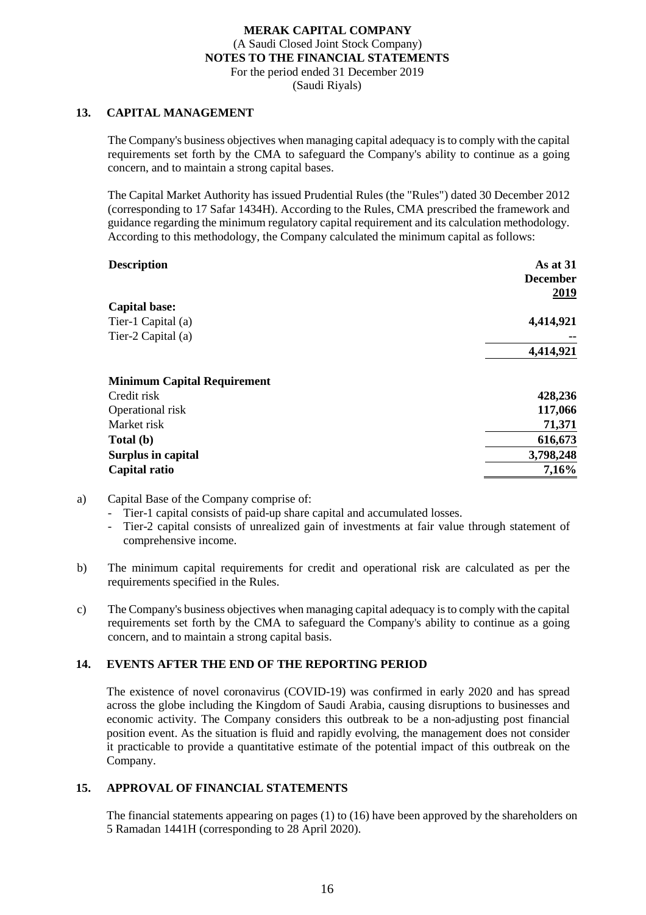**MERAK CAPITAL COMPANY**
(A Saudi Closed Joint Stock Company)
**NOTES TO THE FINANCIAL STATEMENTS**
For the period ended 31 December 2019
(Saudi Riyals)

## 13. CAPITAL MANAGEMENT

The Company's business objectives when managing capital adequacy is to comply with the capital requirements set forth by the CMA to safeguard the Company's ability to continue as a going concern, and to maintain a strong capital bases.

The Capital Market Authority has issued Prudential Rules (the "Rules") dated 30 December 2012 (corresponding to 17 Safar 1434H). According to the Rules, CMA prescribed the framework and guidance regarding the minimum regulatory capital requirement and its calculation methodology. According to this methodology, the Company calculated the minimum capital as follows:

| Description | As at 31 December 2019 |
|---|---|
| **Capital base:** | |
| Tier-1 Capital (a) | **4,414,921** |
| Tier-2 Capital (a) | **--** |
| | **4,414,921** |
| **Minimum Capital Requirement** | |
| Credit risk | **428,236** |
| Operational risk | **117,066** |
| Market risk | **71,371** |
| **Total (b)** | **616,673** |
| **Surplus in capital** | **3,798,248** |
| **Capital ratio** | **7,16%** |

a) Capital Base of the Company comprise of:
   - Tier-1 capital consists of paid-up share capital and accumulated losses.
   - Tier-2 capital consists of unrealized gain of investments at fair value through statement of comprehensive income.

b) The minimum capital requirements for credit and operational risk are calculated as per the requirements specified in the Rules.

c) The Company's business objectives when managing capital adequacy is to comply with the capital requirements set forth by the CMA to safeguard the Company's ability to continue as a going concern, and to maintain a strong capital basis.

## 14. EVENTS AFTER THE END OF THE REPORTING PERIOD

The existence of novel coronavirus (COVID-19) was confirmed in early 2020 and has spread across the globe including the Kingdom of Saudi Arabia, causing disruptions to businesses and economic activity. The Company considers this outbreak to be a non-adjusting post financial position event. As the situation is fluid and rapidly evolving, the management does not consider it practicable to provide a quantitative estimate of the potential impact of this outbreak on the Company.

## 15. APPROVAL OF FINANCIAL STATEMENTS

The financial statements appearing on pages (1) to (16) have been approved by the shareholders on 5 Ramadan 1441H (corresponding to 28 April 2020).